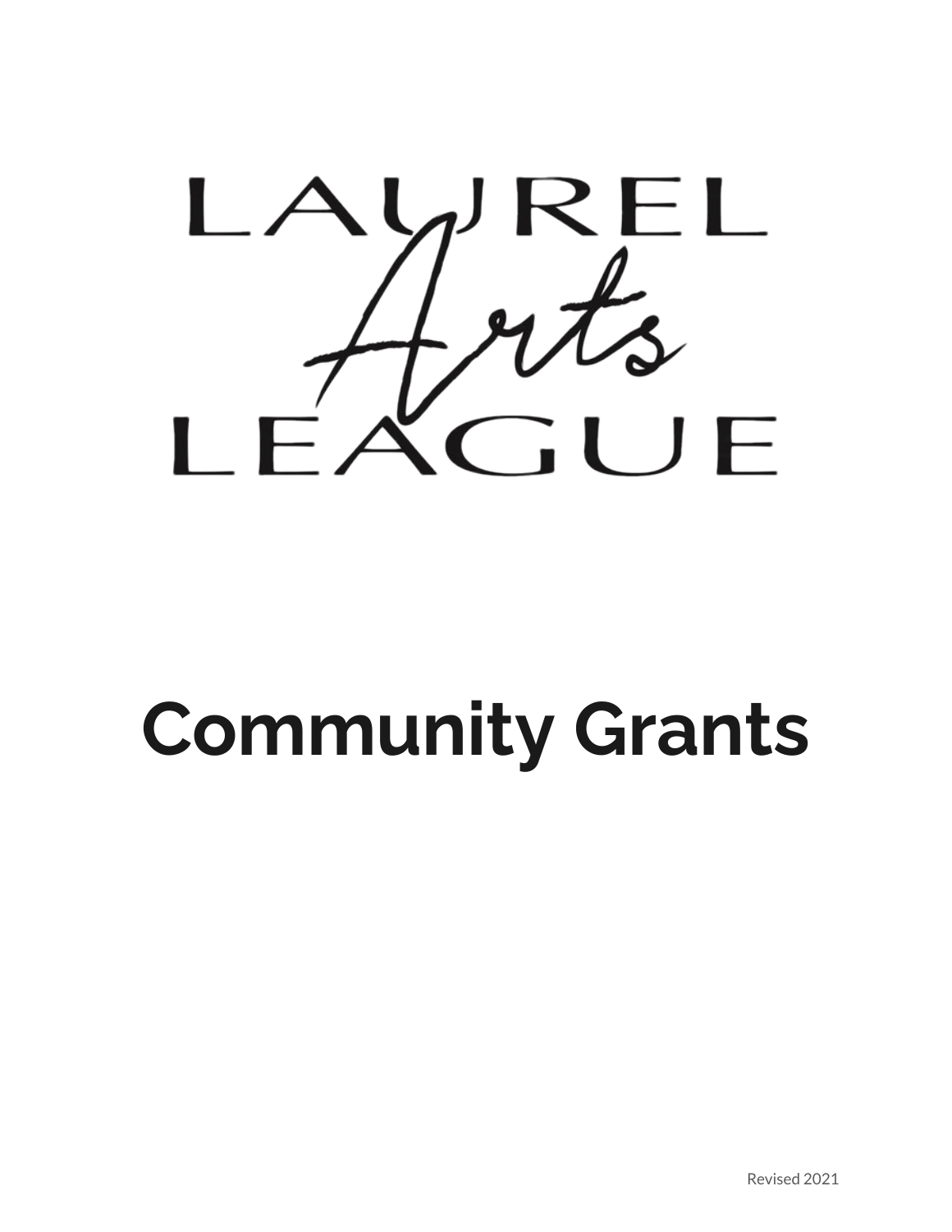LAUREL

*Arts*

LEAGUE

# Community Grants

Revised 2021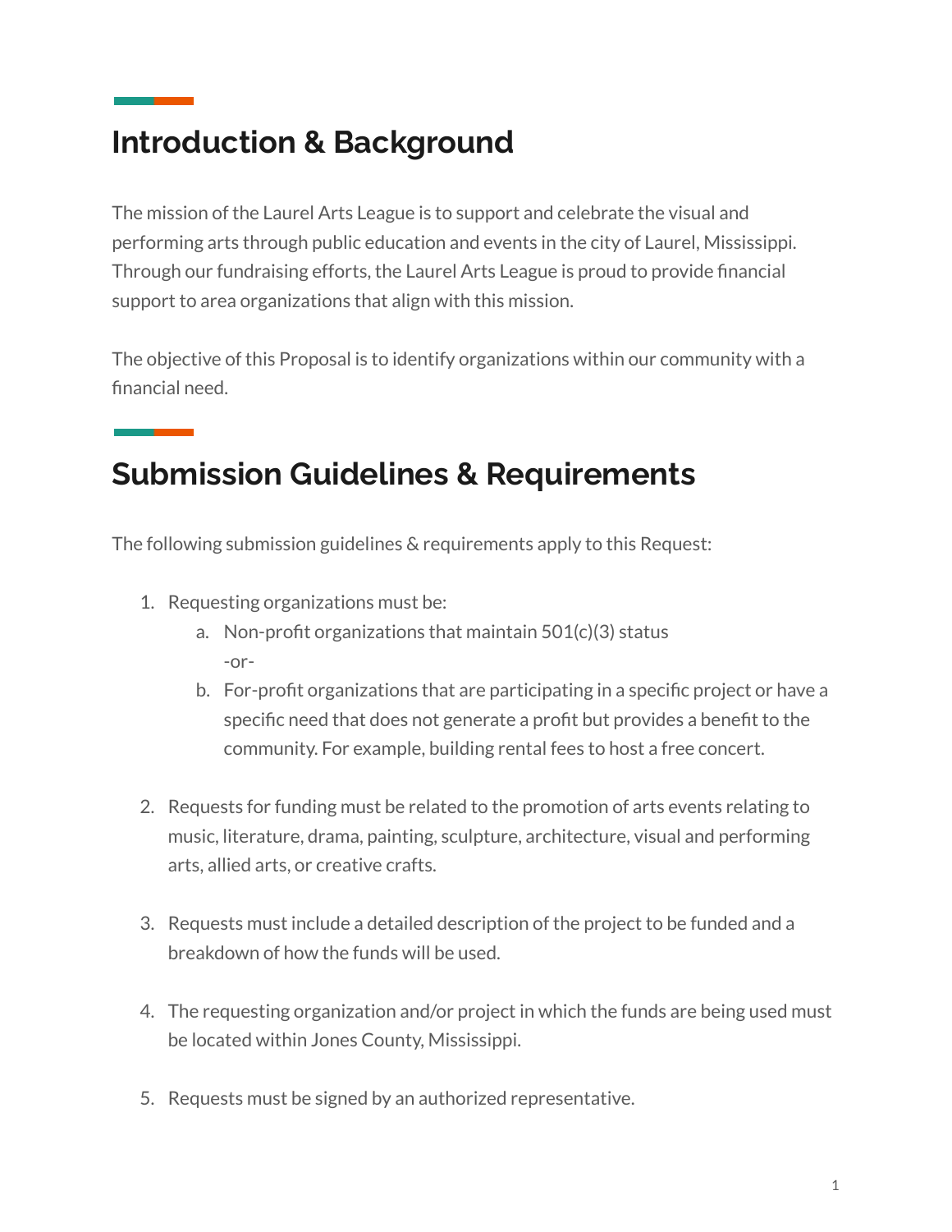## Introduction & Background

The mission of the Laurel Arts League is to support and celebrate the visual and performing arts through public education and events in the city of Laurel, Mississippi. Through our fundraising efforts, the Laurel Arts League is proud to provide financial support to area organizations that align with this mission.

The objective of this Proposal is to identify organizations within our community with a financial need.

## Submission Guidelines & Requirements

The following submission guidelines & requirements apply to this Request:

1. Requesting organizations must be:
    a. Non-profit organizations that maintain 501(c)(3) status
       -or-
    b. For-profit organizations that are participating in a specific project or have a specific need that does not generate a profit but provides a benefit to the community. For example, building rental fees to host a free concert.

2. Requests for funding must be related to the promotion of arts events relating to music, literature, drama, painting, sculpture, architecture, visual and performing arts, allied arts, or creative crafts.

3. Requests must include a detailed description of the project to be funded and a breakdown of how the funds will be used.

4. The requesting organization and/or project in which the funds are being used must be located within Jones County, Mississippi.

5. Requests must be signed by an authorized representative.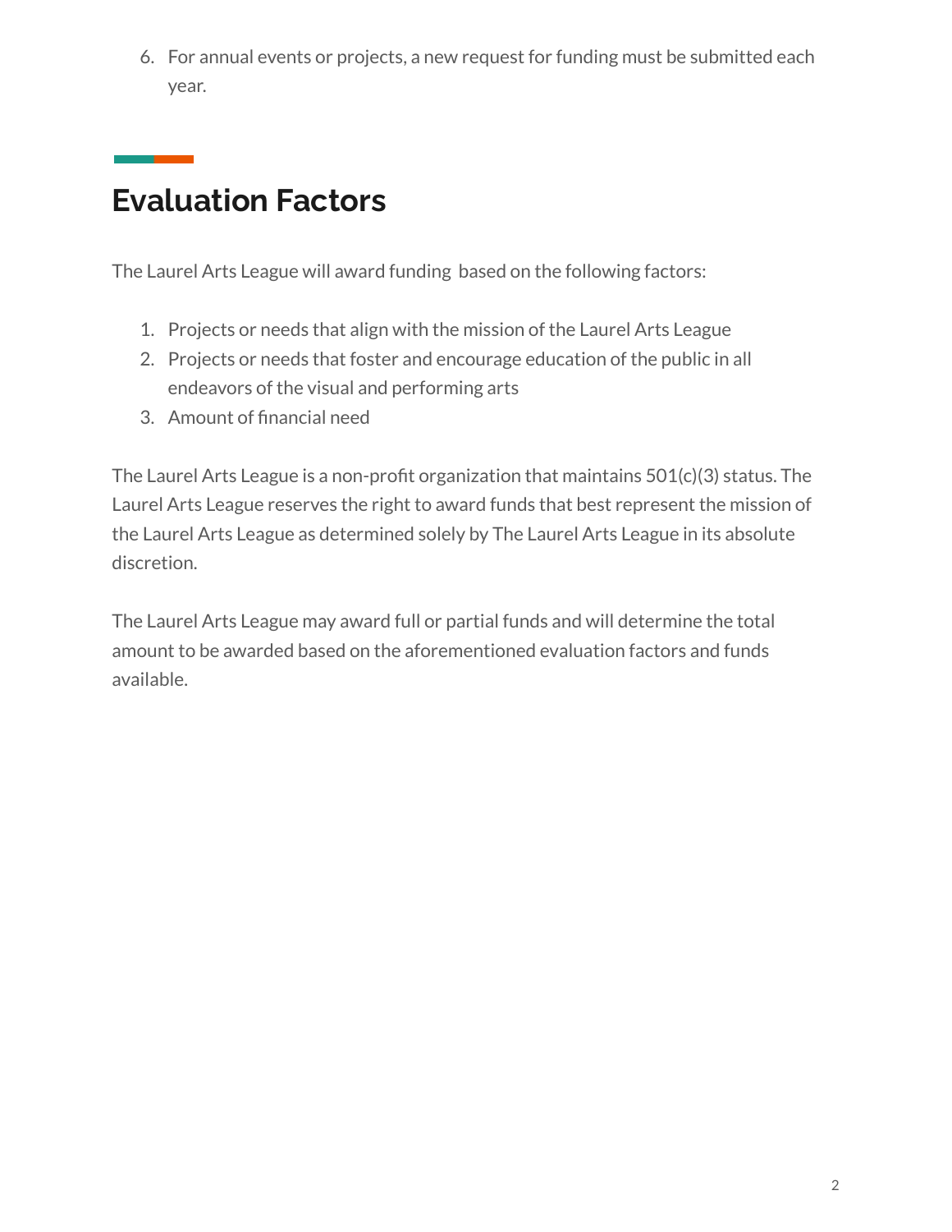6. For annual events or projects, a new request for funding must be submitted each year.

## Evaluation Factors

The Laurel Arts League will award funding  based on the following factors:

1. Projects or needs that align with the mission of the Laurel Arts League
2. Projects or needs that foster and encourage education of the public in all endeavors of the visual and performing arts
3. Amount of financial need

The Laurel Arts League is a non-profit organization that maintains 501(c)(3) status. The Laurel Arts League reserves the right to award funds that best represent the mission of the Laurel Arts League as determined solely by The Laurel Arts League in its absolute discretion.

The Laurel Arts League may award full or partial funds and will determine the total amount to be awarded based on the aforementioned evaluation factors and funds available.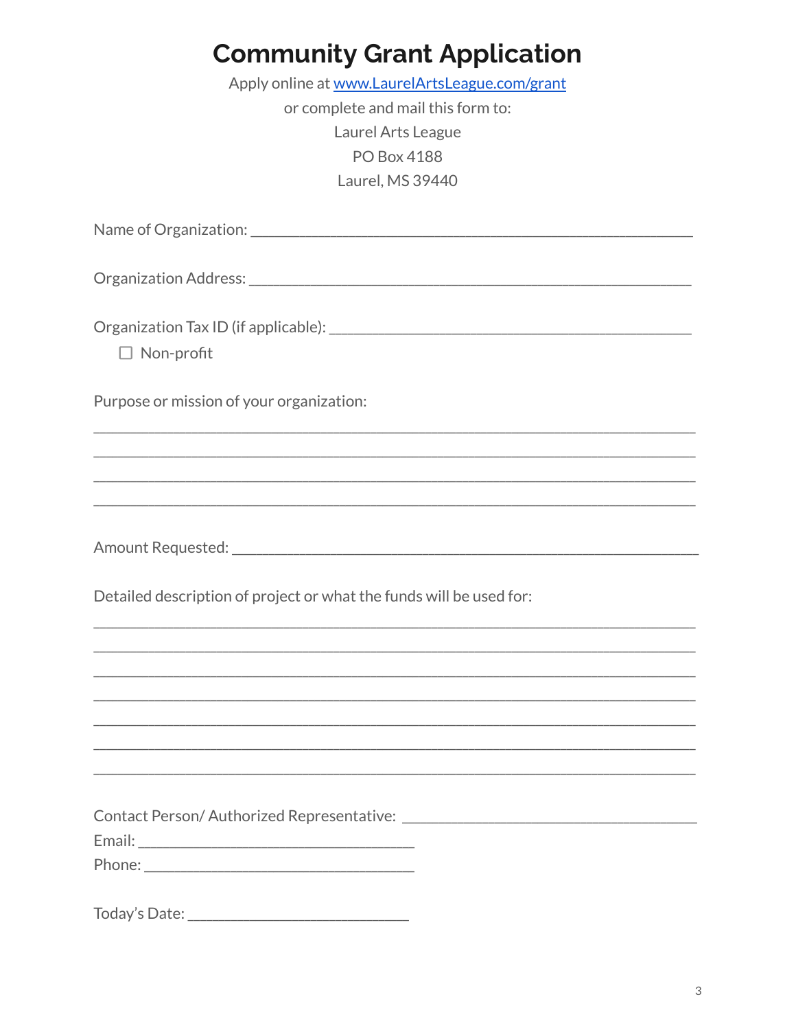# Community Grant Application

Apply online at [www.LaurelArtsLeague.com/grant](http://www.LaurelArtsLeague.com/grant)

or complete and mail this form to:

Laurel Arts League
PO Box 4188
Laurel, MS 39440

Name of Organization: ________________________________________________________

Organization Address: ________________________________________________________

Organization Tax ID (if applicable): __________________________________________

☐ Non-profit

Purpose or mission of your organization:

______________________________________________________________________________

______________________________________________________________________________

______________________________________________________________________________

______________________________________________________________________________

Amount Requested: ____________________________________________________________

Detailed description of project or what the funds will be used for:

______________________________________________________________________________

______________________________________________________________________________

______________________________________________________________________________

______________________________________________________________________________

______________________________________________________________________________

______________________________________________________________________________

______________________________________________________________________________

Contact Person/ Authorized Representative: ____________________________________

Email: ___________________________________

Phone: ___________________________________

Today's Date: ____________________________